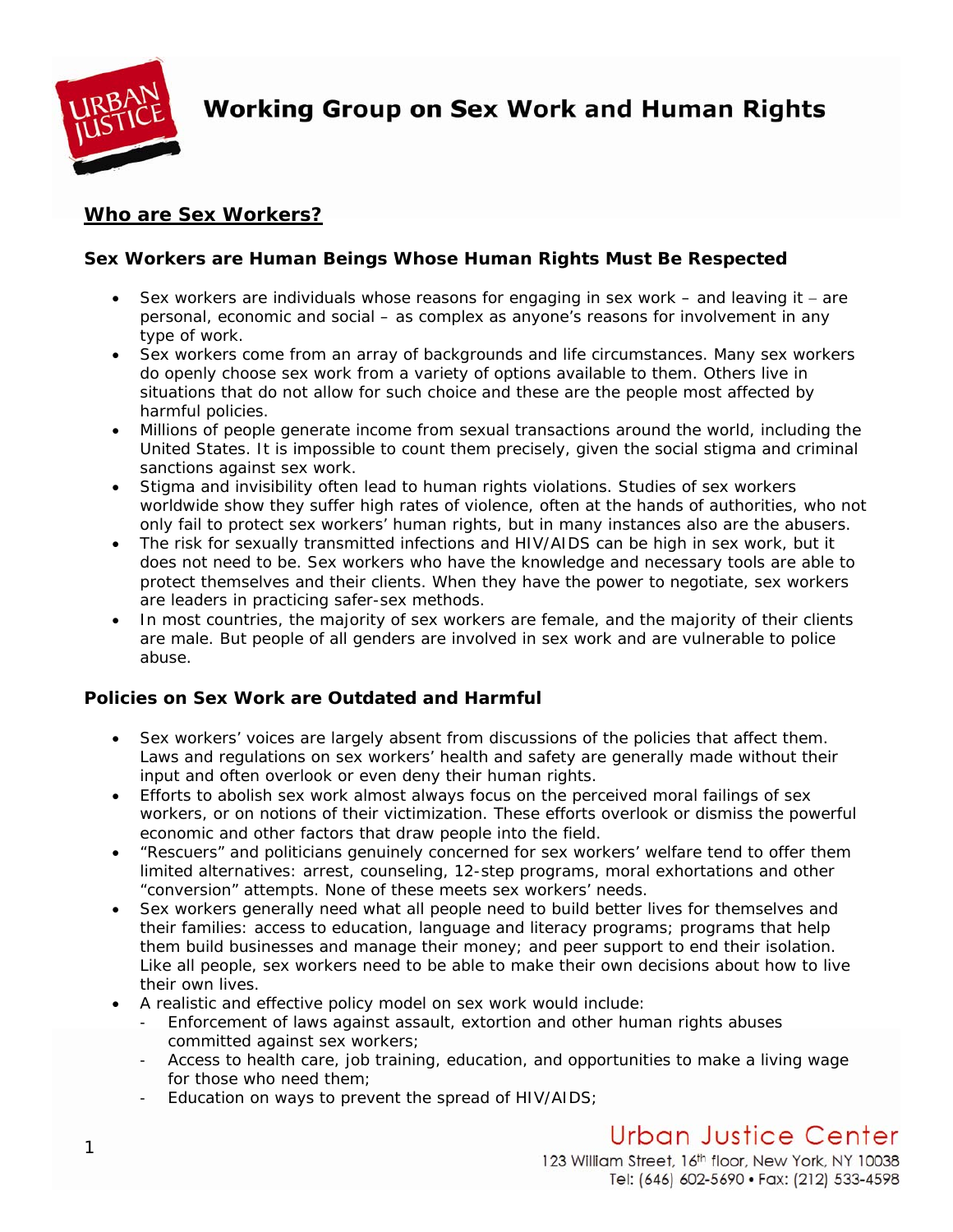# Working Group on Sex Work and Human Rights

## Who are Sex Workers?

### Sex Workers are Human Beings Whose Human Rights Must Be Respected

- Sex workers are individuals whose reasons for engaging in sex work – and leaving it – are personal, economic and social – as complex as anyone's reasons for involvement in any type of work.
- Sex workers come from an array of backgrounds and life circumstances. Many sex workers do openly choose sex work from a variety of options available to them. Others live in situations that do not allow for such choice and these are the people most affected by harmful policies.
- Millions of people generate income from sexual transactions around the world, including the United States. It is impossible to count them precisely, given the social stigma and criminal sanctions against sex work.
- Stigma and invisibility often lead to human rights violations. Studies of sex workers worldwide show they suffer high rates of violence, often at the hands of authorities, who not only fail to protect sex workers' human rights, but in many instances also are the abusers.
- The risk for sexually transmitted infections and HIV/AIDS can be high in sex work, but it does not need to be. Sex workers who have the knowledge and necessary tools are able to protect themselves and their clients. When they have the power to negotiate, sex workers are leaders in practicing safer-sex methods.
- In most countries, the majority of sex workers are female, and the majority of their clients are male. But people of all genders are involved in sex work and are vulnerable to police abuse.

### Policies on Sex Work are Outdated and Harmful

- Sex workers' voices are largely absent from discussions of the policies that affect them. Laws and regulations on sex workers' health and safety are generally made without their input and often overlook or even deny their human rights.
- Efforts to abolish sex work almost always focus on the perceived moral failings of sex workers, or on notions of their victimization. These efforts overlook or dismiss the powerful economic and other factors that draw people into the field.
- "Rescuers" and politicians genuinely concerned for sex workers' welfare tend to offer them limited alternatives: arrest, counseling, 12-step programs, moral exhortations and other "conversion" attempts. None of these meets sex workers' needs.
- Sex workers generally need what all people need to build better lives for themselves and their families: access to education, language and literacy programs; programs that help them build businesses and manage their money; and peer support to end their isolation. Like all people, sex workers need to be able to make their own decisions about how to live their own lives.
- A realistic and effective policy model on sex work would include:
  - Enforcement of laws against assault, extortion and other human rights abuses committed against sex workers;
  - Access to health care, job training, education, and opportunities to make a living wage for those who need them;
  - Education on ways to prevent the spread of HIV/AIDS;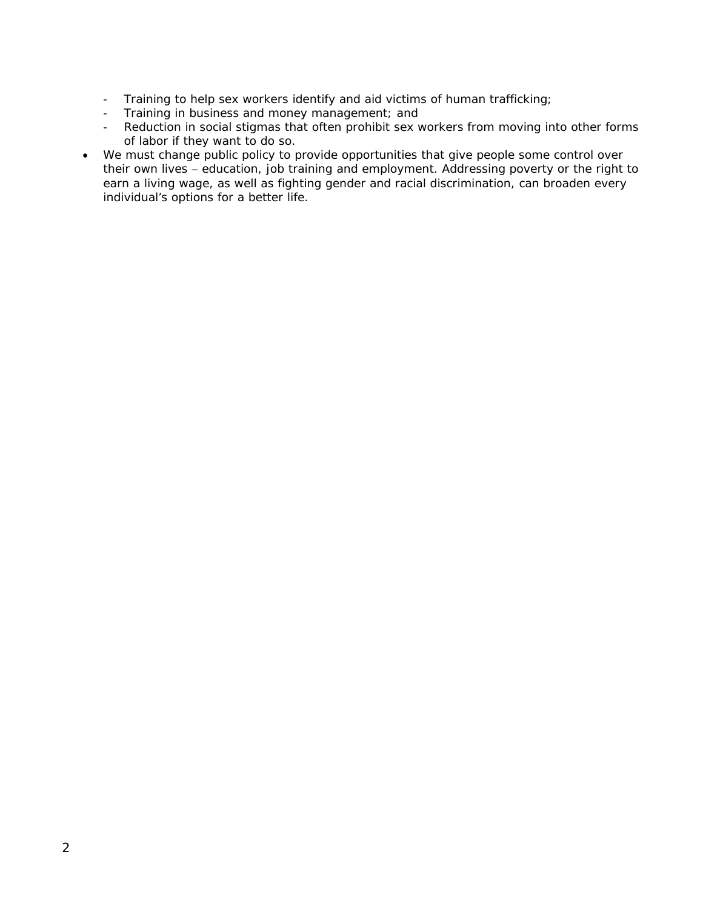- Training to help sex workers identify and aid victims of human trafficking;
  - Training in business and money management; and
  - Reduction in social stigmas that often prohibit sex workers from moving into other forms of labor if they want to do so.
- We must change public policy to provide opportunities that give people some control over their own lives – education, job training and employment. Addressing poverty or the right to earn a living wage, as well as fighting gender and racial discrimination, can broaden every individual's options for a better life.